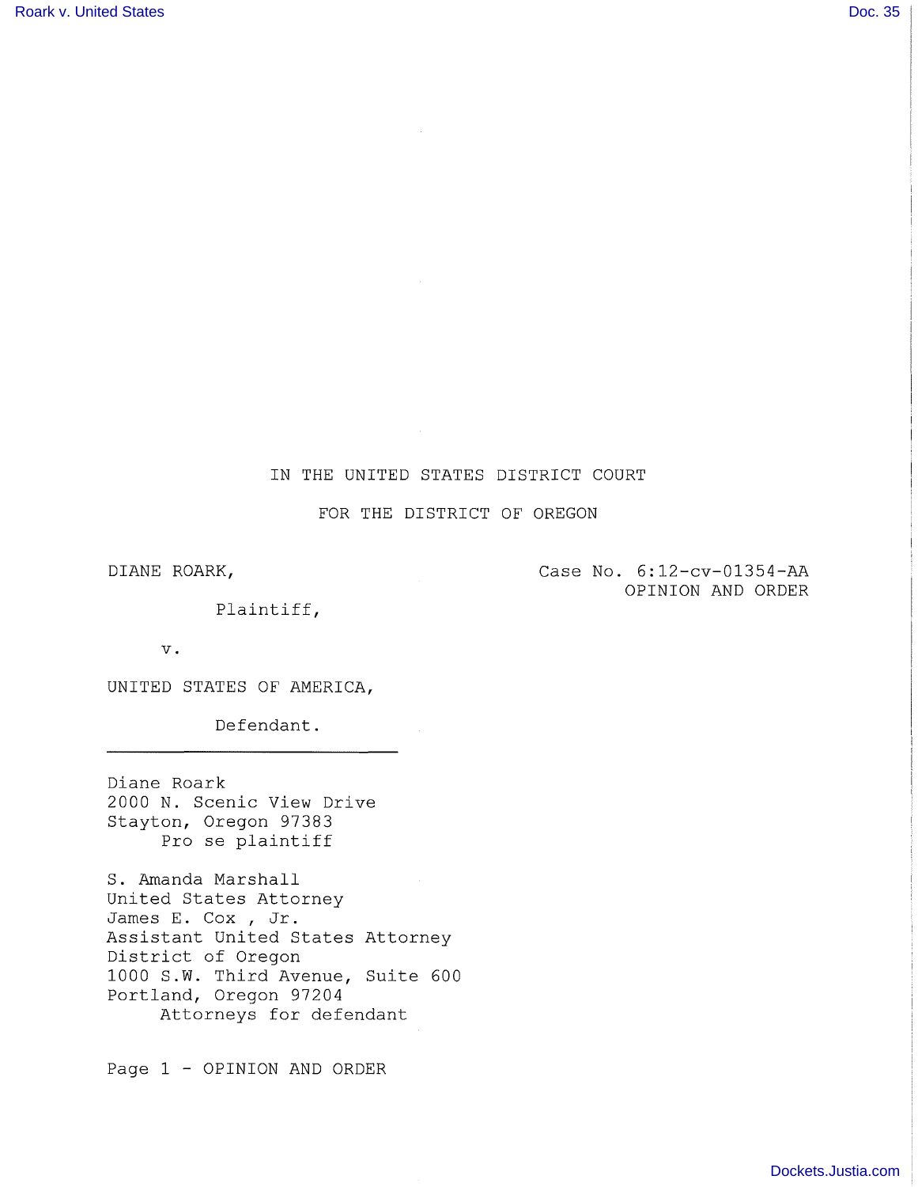IN THE UNITED STATES DISTRICT COURT

FOR THE DISTRICT OF OREGON

DIANE ROARK,

Plaintiff,

v.

UNITED STATES OF AMERICA,

Defendant.

Case No. 6:12-cv-01354-AA
OPINION AND ORDER

Diane Roark
2000 N. Scenic View Drive
Stayton, Oregon 97383
Pro se plaintiff

S. Amanda Marshall
United States Attorney
James E. Cox , Jr.
Assistant United States Attorney
District of Oregon
1000 S.W. Third Avenue, Suite 600
Portland, Oregon 97204
Attorneys for defendant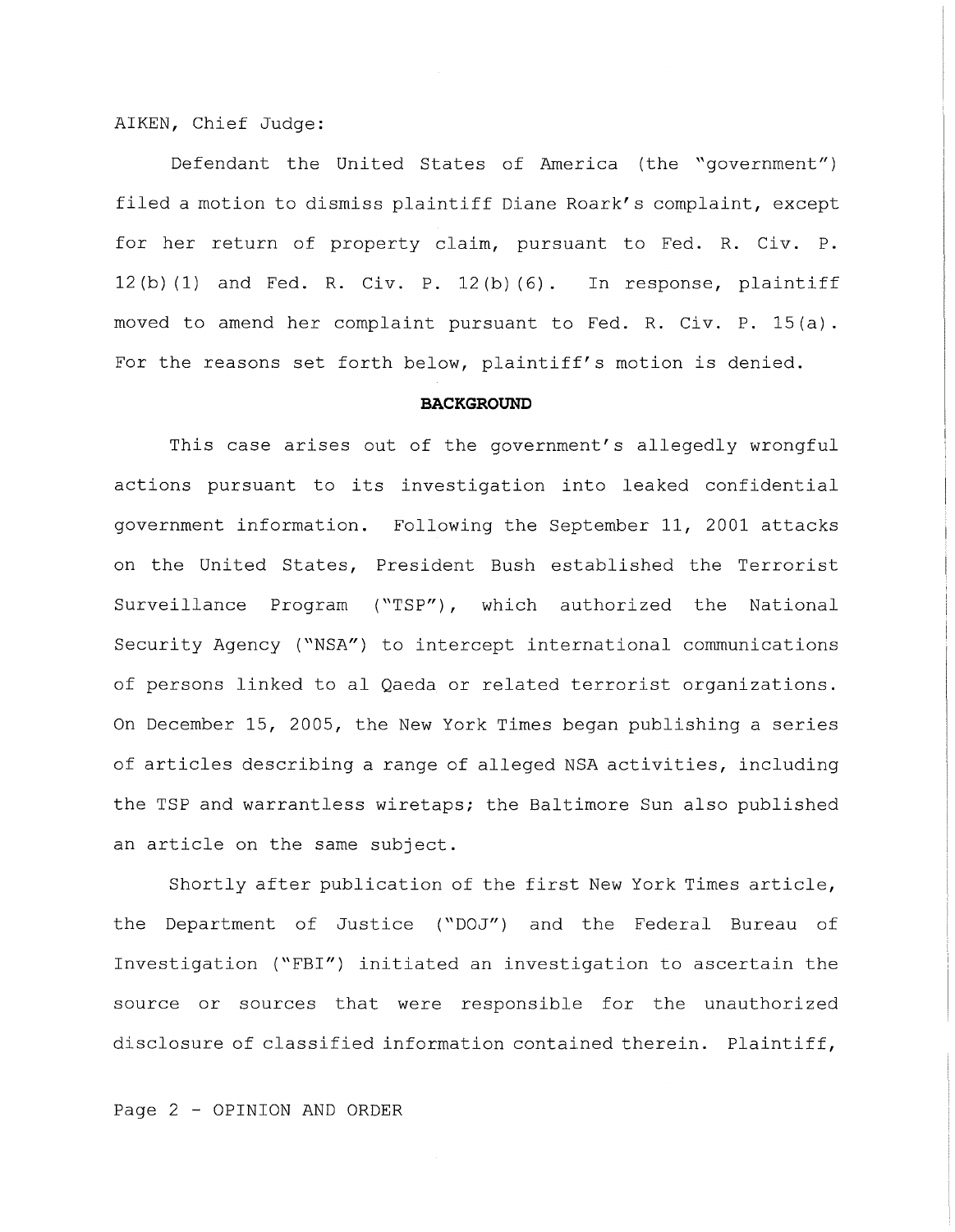AIKEN, Chief Judge:

Defendant the United States of America (the "government") filed a motion to dismiss plaintiff Diane Roark's complaint, except for her return of property claim, pursuant to Fed. R. Civ. P. 12(b)(1) and Fed. R. Civ. P. 12(b)(6). In response, plaintiff moved to amend her complaint pursuant to Fed. R. Civ. P. 15(a). For the reasons set forth below, plaintiff's motion is denied.

## BACKGROUND

This case arises out of the government's allegedly wrongful actions pursuant to its investigation into leaked confidential government information. Following the September 11, 2001 attacks on the United States, President Bush established the Terrorist Surveillance Program ("TSP"), which authorized the National Security Agency ("NSA") to intercept international communications of persons linked to al Qaeda or related terrorist organizations. On December 15, 2005, the New York Times began publishing a series of articles describing a range of alleged NSA activities, including the TSP and warrantless wiretaps; the Baltimore Sun also published an article on the same subject.

Shortly after publication of the first New York Times article, the Department of Justice ("DOJ") and the Federal Bureau of Investigation ("FBI") initiated an investigation to ascertain the source or sources that were responsible for the unauthorized disclosure of classified information contained therein. Plaintiff,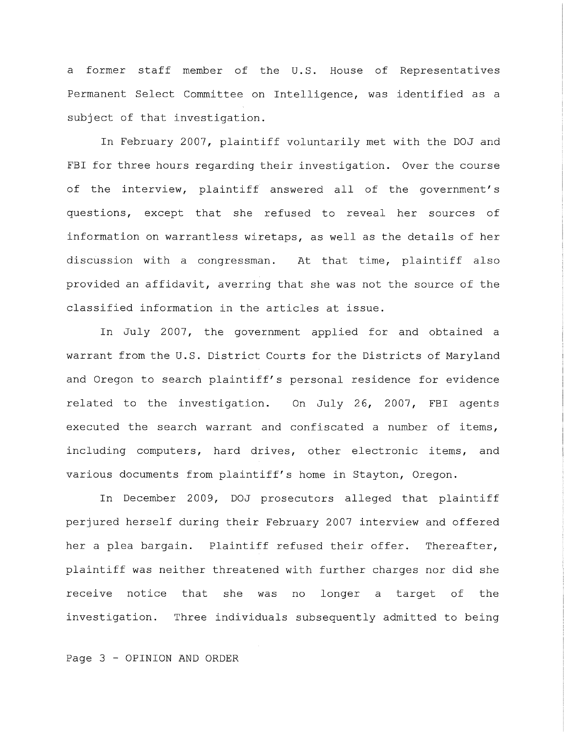a former staff member of the U.S. House of Representatives Permanent Select Committee on Intelligence, was identified as a subject of that investigation.

In February 2007, plaintiff voluntarily met with the DOJ and FBI for three hours regarding their investigation. Over the course of the interview, plaintiff answered all of the government's questions, except that she refused to reveal her sources of information on warrantless wiretaps, as well as the details of her discussion with a congressman. At that time, plaintiff also provided an affidavit, averring that she was not the source of the classified information in the articles at issue.

In July 2007, the government applied for and obtained a warrant from the U.S. District Courts for the Districts of Maryland and Oregon to search plaintiff's personal residence for evidence related to the investigation. On July 26, 2007, FBI agents executed the search warrant and confiscated a number of items, including computers, hard drives, other electronic items, and various documents from plaintiff's home in Stayton, Oregon.

In December 2009, DOJ prosecutors alleged that plaintiff perjured herself during their February 2007 interview and offered her a plea bargain. Plaintiff refused their offer. Thereafter, plaintiff was neither threatened with further charges nor did she receive notice that she was no longer a target of the investigation. Three individuals subsequently admitted to being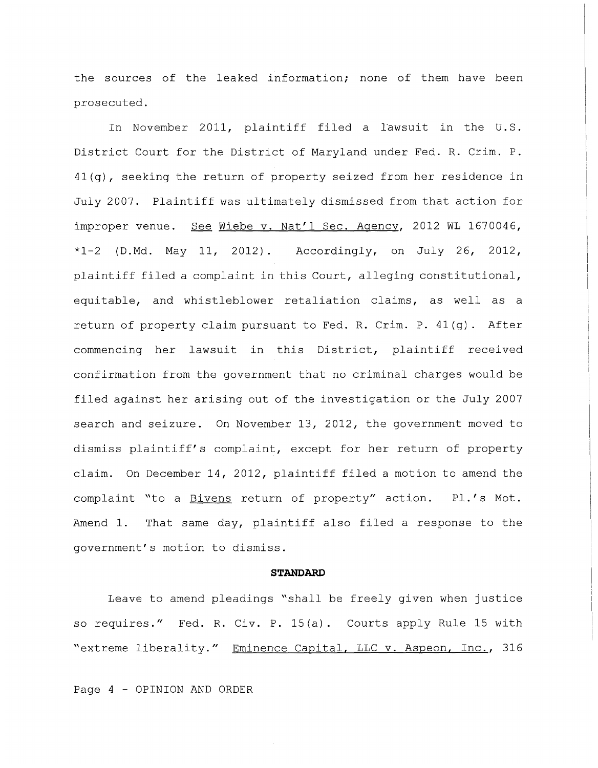the sources of the leaked information; none of them have been prosecuted.

In November 2011, plaintiff filed a lawsuit in the U.S. District Court for the District of Maryland under Fed. R. Crim. P. 41(g), seeking the return of property seized from her residence in July 2007. Plaintiff was ultimately dismissed from that action for improper venue. See Wiebe v. Nat'l Sec. Agency, 2012 WL 1670046, *1-2 (D.Md. May 11, 2012). Accordingly, on July 26, 2012, plaintiff filed a complaint in this Court, alleging constitutional, equitable, and whistleblower retaliation claims, as well as a return of property claim pursuant to Fed. R. Crim. P. 41(g). After commencing her lawsuit in this District, plaintiff received confirmation from the government that no criminal charges would be filed against her arising out of the investigation or the July 2007 search and seizure. On November 13, 2012, the government moved to dismiss plaintiff's complaint, except for her return of property claim. On December 14, 2012, plaintiff filed a motion to amend the complaint "to a Bivens return of property" action. Pl.'s Mot. Amend 1. That same day, plaintiff also filed a response to the government's motion to dismiss.

**STANDARD**

Leave to amend pleadings "shall be freely given when justice so requires." Fed. R. Civ. P. 15(a). Courts apply Rule 15 with "extreme liberality." Eminence Capital, LLC v. Aspeon, Inc., 316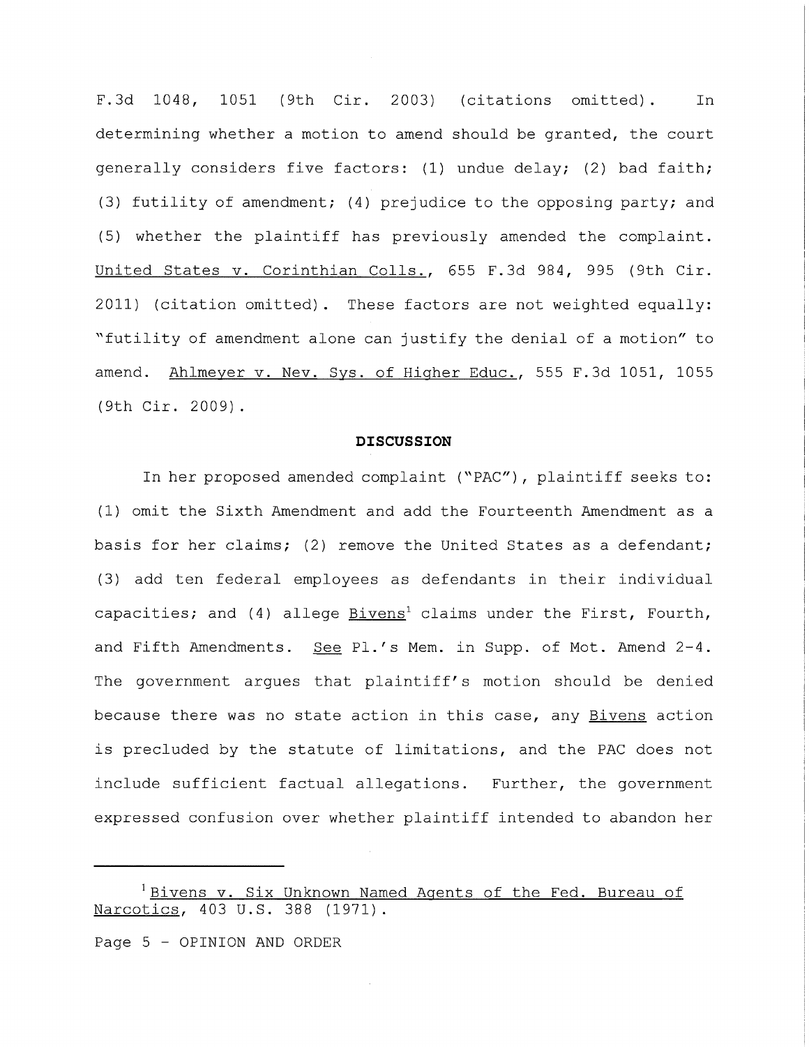F.3d 1048, 1051 (9th Cir. 2003) (citations omitted). In determining whether a motion to amend should be granted, the court generally considers five factors: (1) undue delay; (2) bad faith; (3) futility of amendment; (4) prejudice to the opposing party; and (5) whether the plaintiff has previously amended the complaint. United States v. Corinthian Colls., 655 F.3d 984, 995 (9th Cir. 2011) (citation omitted). These factors are not weighted equally: "futility of amendment alone can justify the denial of a motion" to amend. Ahlmeyer v. Nev. Sys. of Higher Educ., 555 F.3d 1051, 1055 (9th Cir. 2009).

**DISCUSSION**

In her proposed amended complaint ("PAC"), plaintiff seeks to: (1) omit the Sixth Amendment and add the Fourteenth Amendment as a basis for her claims; (2) remove the United States as a defendant; (3) add ten federal employees as defendants in their individual capacities; and (4) allege Bivens[1] claims under the First, Fourth, and Fifth Amendments. See Pl.'s Mem. in Supp. of Mot. Amend 2-4. The government argues that plaintiff's motion should be denied because there was no state action in this case, any Bivens action is precluded by the statute of limitations, and the PAC does not include sufficient factual allegations. Further, the government expressed confusion over whether plaintiff intended to abandon her

[1] Bivens v. Six Unknown Named Agents of the Fed. Bureau of Narcotics, 403 U.S. 388 (1971).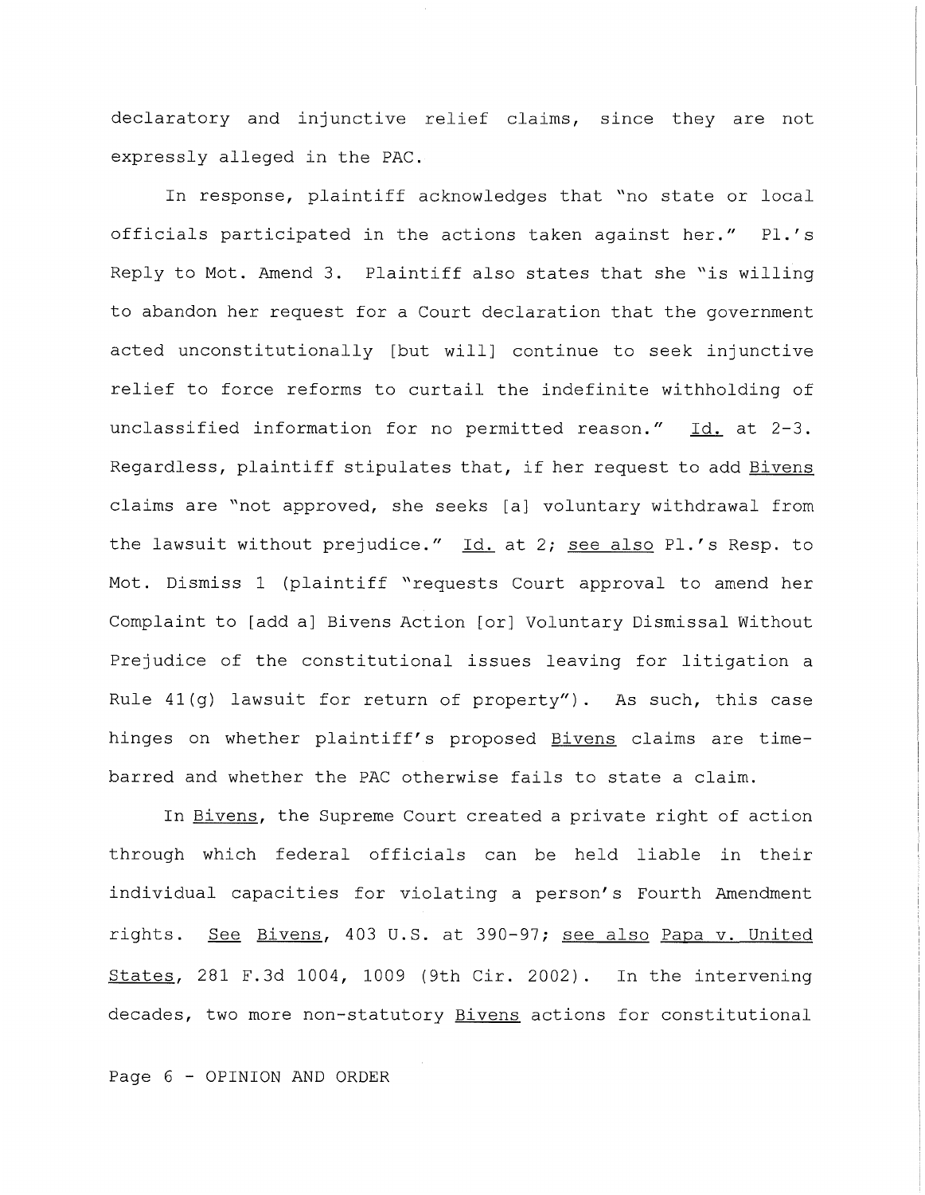declaratory and injunctive relief claims, since they are not expressly alleged in the PAC.

In response, plaintiff acknowledges that "no state or local officials participated in the actions taken against her." Pl.'s Reply to Mot. Amend 3. Plaintiff also states that she "is willing to abandon her request for a Court declaration that the government acted unconstitutionally [but will] continue to seek injunctive relief to force reforms to curtail the indefinite withholding of unclassified information for no permitted reason." Id. at 2-3. Regardless, plaintiff stipulates that, if her request to add Bivens claims are "not approved, she seeks [a] voluntary withdrawal from the lawsuit without prejudice." Id. at 2; see also Pl.'s Resp. to Mot. Dismiss 1 (plaintiff "requests Court approval to amend her Complaint to [add a] Bivens Action [or] Voluntary Dismissal Without Prejudice of the constitutional issues leaving for litigation a Rule 41(g) lawsuit for return of property"). As such, this case hinges on whether plaintiff's proposed Bivens claims are time-barred and whether the PAC otherwise fails to state a claim.

In Bivens, the Supreme Court created a private right of action through which federal officials can be held liable in their individual capacities for violating a person's Fourth Amendment rights. See Bivens, 403 U.S. at 390-97; see also Papa v. United States, 281 F.3d 1004, 1009 (9th Cir. 2002). In the intervening decades, two more non-statutory Bivens actions for constitutional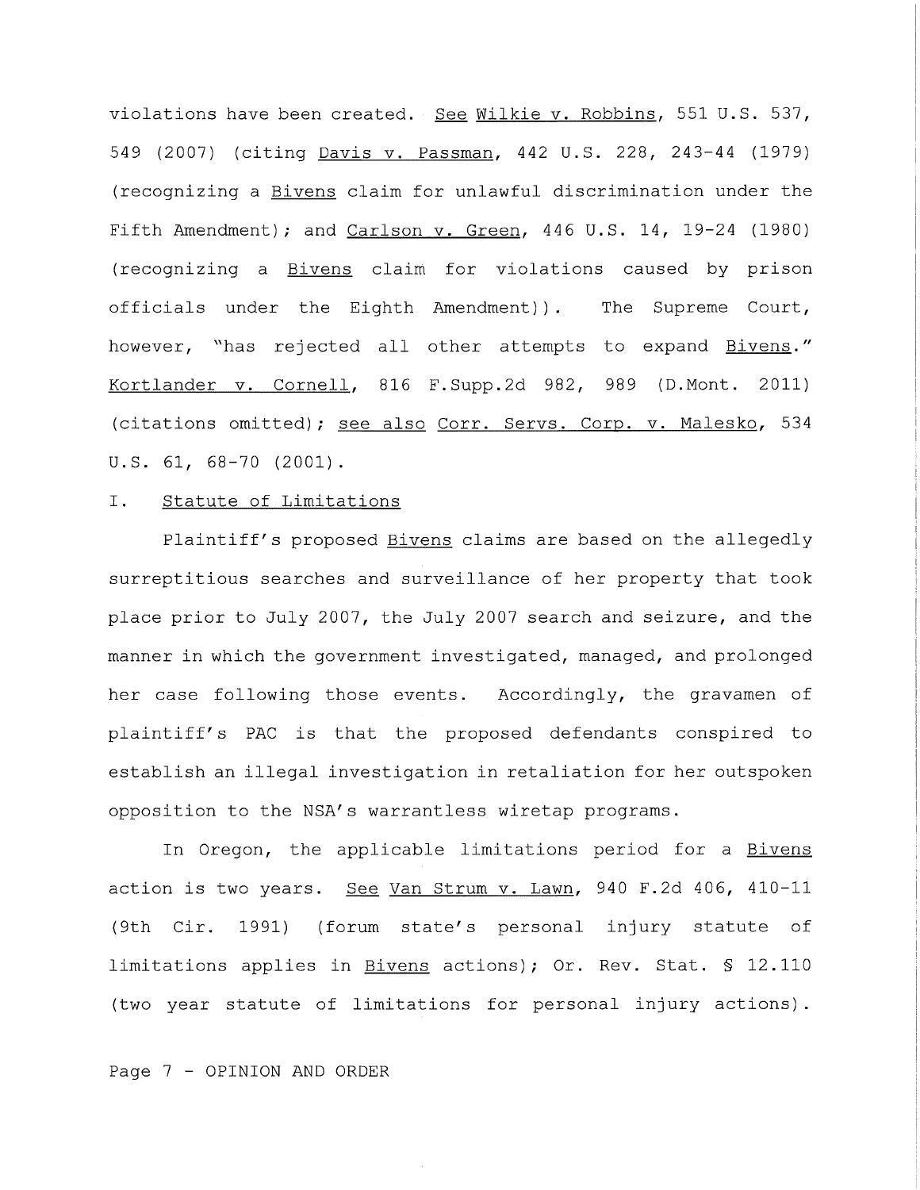violations have been created. See Wilkie v. Robbins, 551 U.S. 537, 549 (2007) (citing Davis v. Passman, 442 U.S. 228, 243-44 (1979) (recognizing a Bivens claim for unlawful discrimination under the Fifth Amendment); and Carlson v. Green, 446 U.S. 14, 19-24 (1980) (recognizing a Bivens claim for violations caused by prison officials under the Eighth Amendment)). The Supreme Court, however, "has rejected all other attempts to expand Bivens." Kortlander v. Cornell, 816 F.Supp.2d 982, 989 (D.Mont. 2011) (citations omitted); see also Corr. Servs. Corp. v. Malesko, 534 U.S. 61, 68-70 (2001).

## I. Statute of Limitations

Plaintiff's proposed Bivens claims are based on the allegedly surreptitious searches and surveillance of her property that took place prior to July 2007, the July 2007 search and seizure, and the manner in which the government investigated, managed, and prolonged her case following those events. Accordingly, the gravamen of plaintiff's PAC is that the proposed defendants conspired to establish an illegal investigation in retaliation for her outspoken opposition to the NSA's warrantless wiretap programs.

In Oregon, the applicable limitations period for a Bivens action is two years. See Van Strum v. Lawn, 940 F.2d 406, 410-11 (9th Cir. 1991) (forum state's personal injury statute of limitations applies in Bivens actions); Or. Rev. Stat. § 12.110 (two year statute of limitations for personal injury actions).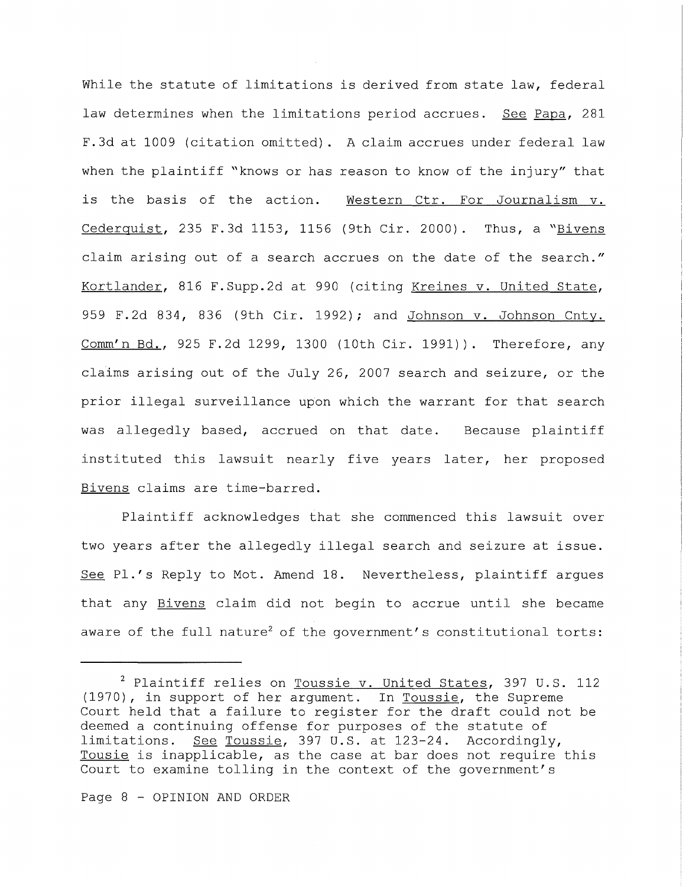While the statute of limitations is derived from state law, federal law determines when the limitations period accrues. See Papa, 281 F.3d at 1009 (citation omitted). A claim accrues under federal law when the plaintiff "knows or has reason to know of the injury" that is the basis of the action. Western Ctr. For Journalism v. Cederquist, 235 F.3d 1153, 1156 (9th Cir. 2000). Thus, a "Bivens claim arising out of a search accrues on the date of the search." Kortlander, 816 F.Supp.2d at 990 (citing Kreines v. United State, 959 F.2d 834, 836 (9th Cir. 1992); and Johnson v. Johnson Cnty. Comm'n Bd., 925 F.2d 1299, 1300 (10th Cir. 1991)). Therefore, any claims arising out of the July 26, 2007 search and seizure, or the prior illegal surveillance upon which the warrant for that search was allegedly based, accrued on that date. Because plaintiff instituted this lawsuit nearly five years later, her proposed Bivens claims are time-barred.

Plaintiff acknowledges that she commenced this lawsuit over two years after the allegedly illegal search and seizure at issue. See Pl.'s Reply to Mot. Amend 18. Nevertheless, plaintiff argues that any Bivens claim did not begin to accrue until she became aware of the full nature[2] of the government's constitutional torts:

---

[2] Plaintiff relies on Toussie v. United States, 397 U.S. 112 (1970), in support of her argument. In Toussie, the Supreme Court held that a failure to register for the draft could not be deemed a continuing offense for purposes of the statute of limitations. See Toussie, 397 U.S. at 123-24. Accordingly, Tousie is inapplicable, as the case at bar does not require this Court to examine tolling in the context of the government's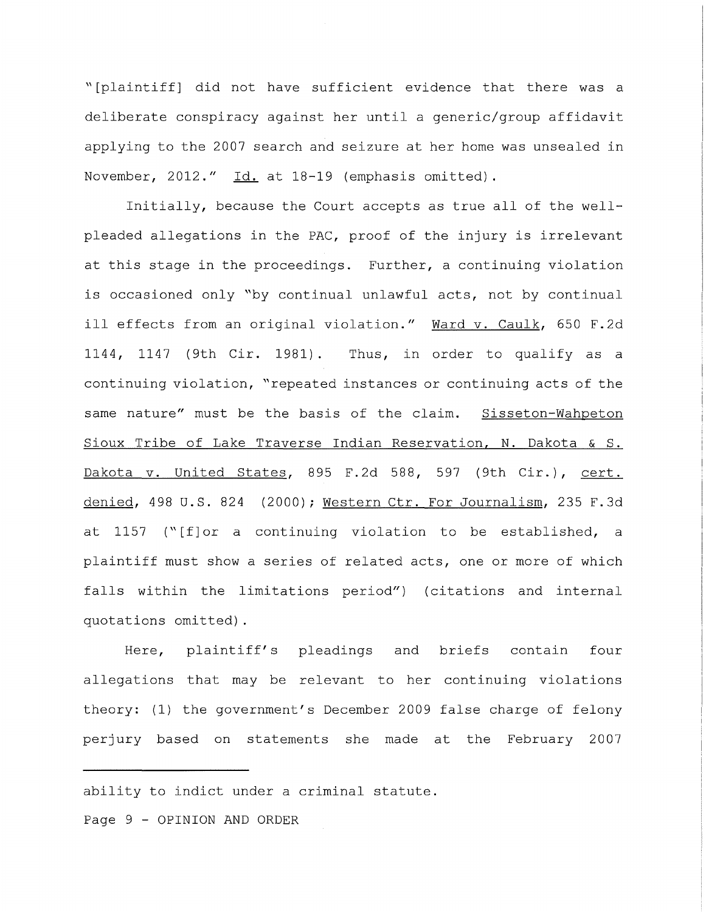"[plaintiff] did not have sufficient evidence that there was a deliberate conspiracy against her until a generic/group affidavit applying to the 2007 search and seizure at her home was unsealed in November, 2012." Id. at 18-19 (emphasis omitted).

Initially, because the Court accepts as true all of the well-pleaded allegations in the PAC, proof of the injury is irrelevant at this stage in the proceedings. Further, a continuing violation is occasioned only "by continual unlawful acts, not by continual ill effects from an original violation." Ward v. Caulk, 650 F.2d 1144, 1147 (9th Cir. 1981). Thus, in order to qualify as a continuing violation, "repeated instances or continuing acts of the same nature" must be the basis of the claim. Sisseton-Wahpeton Sioux Tribe of Lake Traverse Indian Reservation, N. Dakota & S. Dakota v. United States, 895 F.2d 588, 597 (9th Cir.), cert. denied, 498 U.S. 824 (2000); Western Ctr. For Journalism, 235 F.3d at 1157 ("[f]or a continuing violation to be established, a plaintiff must show a series of related acts, one or more of which falls within the limitations period") (citations and internal quotations omitted).

Here, plaintiff's pleadings and briefs contain four allegations that may be relevant to her continuing violations theory: (1) the government's December 2009 false charge of felony perjury based on statements she made at the February 2007

---

ability to indict under a criminal statute.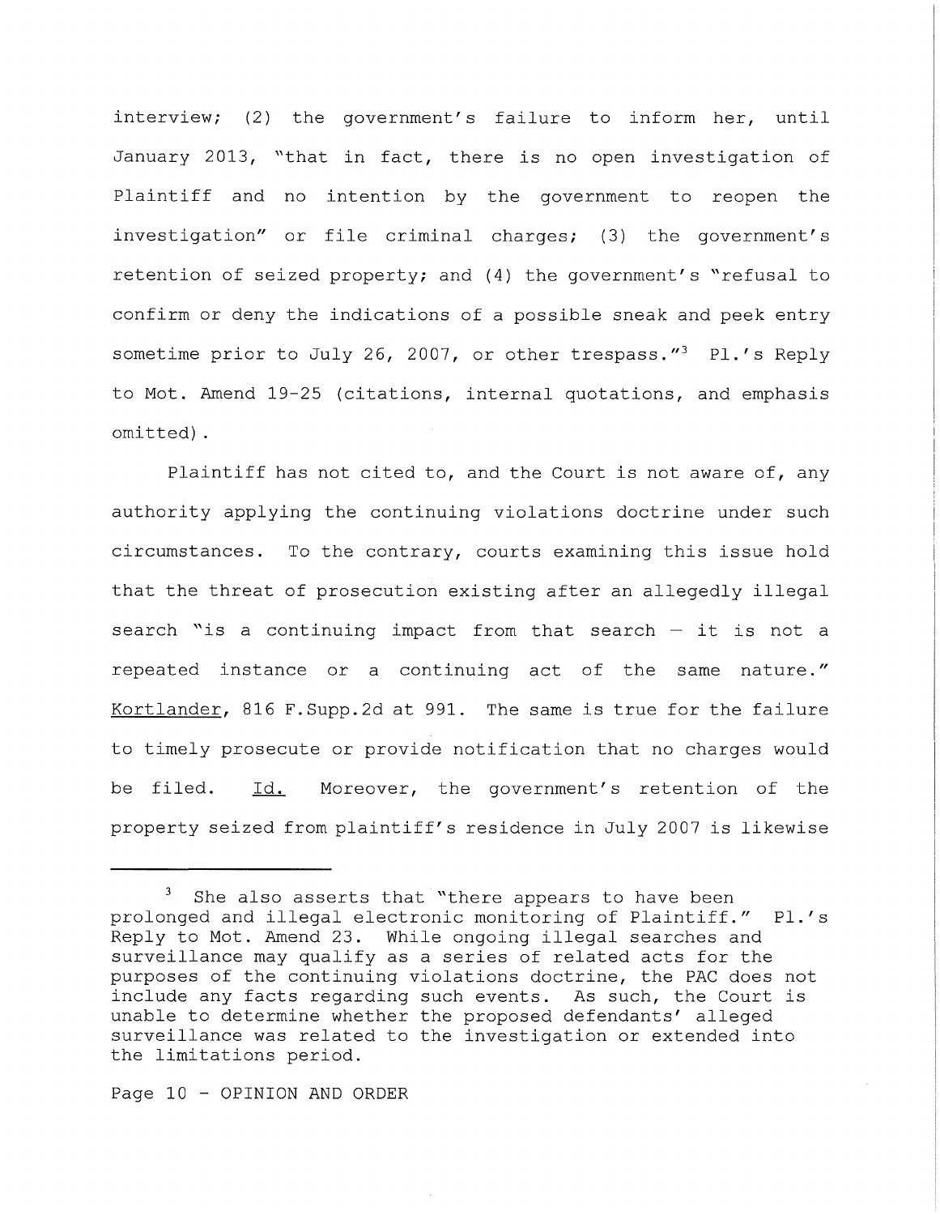interview; (2) the government's failure to inform her, until January 2013, "that in fact, there is no open investigation of Plaintiff and no intention by the government to reopen the investigation" or file criminal charges; (3) the government's retention of seized property; and (4) the government's "refusal to confirm or deny the indications of a possible sneak and peek entry sometime prior to July 26, 2007, or other trespass."[3] Pl.'s Reply to Mot. Amend 19-25 (citations, internal quotations, and emphasis omitted).

Plaintiff has not cited to, and the Court is not aware of, any authority applying the continuing violations doctrine under such circumstances. To the contrary, courts examining this issue hold that the threat of prosecution existing after an allegedly illegal search "is a continuing impact from that search – it is not a repeated instance or a continuing act of the same nature." Kortlander, 816 F.Supp.2d at 991. The same is true for the failure to timely prosecute or provide notification that no charges would be filed. Id. Moreover, the government's retention of the property seized from plaintiff's residence in July 2007 is likewise

---

[3] She also asserts that "there appears to have been prolonged and illegal electronic monitoring of Plaintiff." Pl.'s Reply to Mot. Amend 23. While ongoing illegal searches and surveillance may qualify as a series of related acts for the purposes of the continuing violations doctrine, the PAC does not include any facts regarding such events. As such, the Court is unable to determine whether the proposed defendants' alleged surveillance was related to the investigation or extended into the limitations period.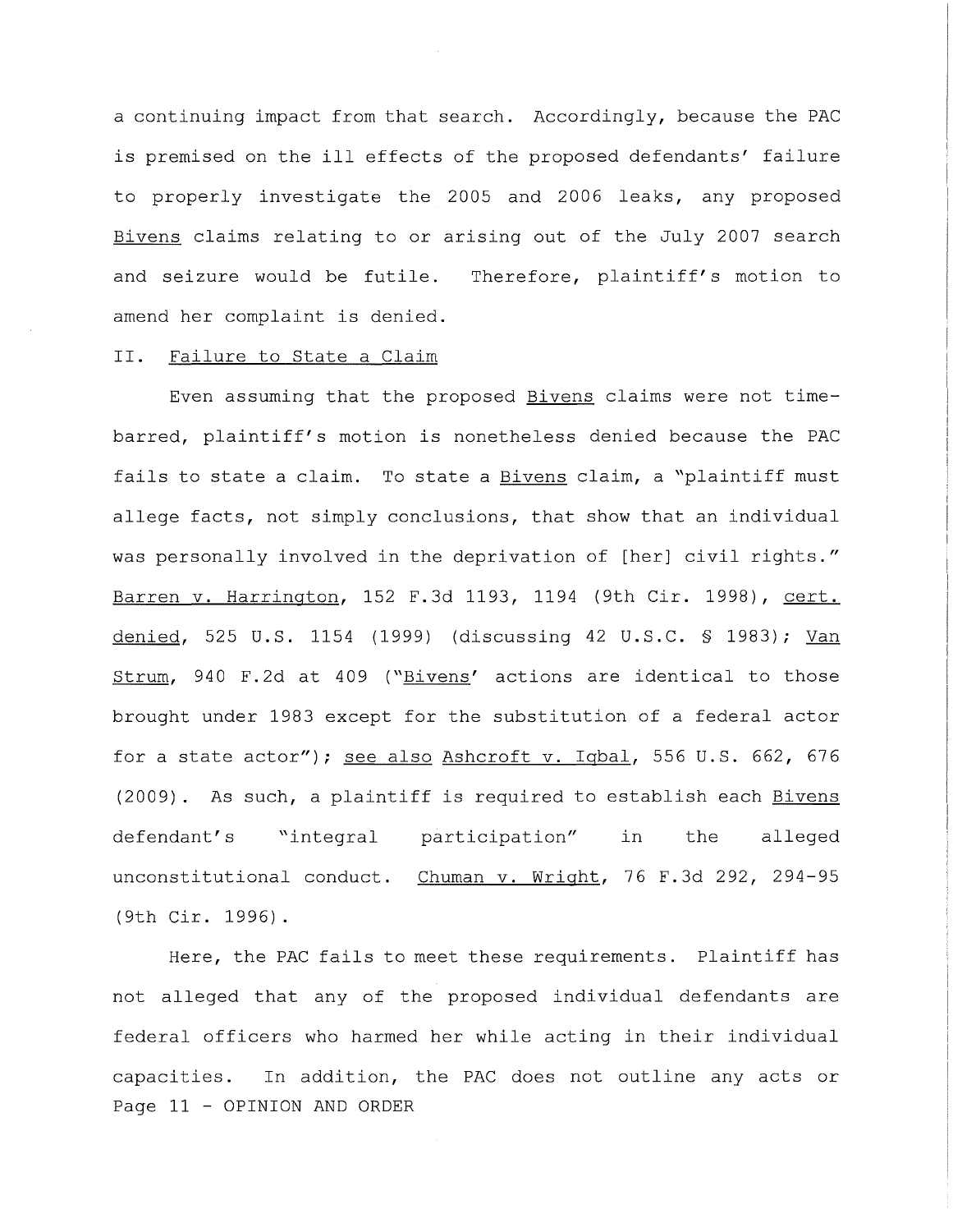a continuing impact from that search. Accordingly, because the PAC is premised on the ill effects of the proposed defendants' failure to properly investigate the 2005 and 2006 leaks, any proposed Bivens claims relating to or arising out of the July 2007 search and seizure would be futile. Therefore, plaintiff's motion to amend her complaint is denied.

## II. Failure to State a Claim

Even assuming that the proposed Bivens claims were not time-barred, plaintiff's motion is nonetheless denied because the PAC fails to state a claim. To state a Bivens claim, a "plaintiff must allege facts, not simply conclusions, that show that an individual was personally involved in the deprivation of [her] civil rights." Barren v. Harrington, 152 F.3d 1193, 1194 (9th Cir. 1998), cert. denied, 525 U.S. 1154 (1999) (discussing 42 U.S.C. § 1983); Van Strum, 940 F.2d at 409 ("Bivens' actions are identical to those brought under 1983 except for the substitution of a federal actor for a state actor"); see also Ashcroft v. Iqbal, 556 U.S. 662, 676 (2009). As such, a plaintiff is required to establish each Bivens defendant's "integral participation" in the alleged unconstitutional conduct. Chuman v. Wright, 76 F.3d 292, 294-95 (9th Cir. 1996).

Here, the PAC fails to meet these requirements. Plaintiff has not alleged that any of the proposed individual defendants are federal officers who harmed her while acting in their individual capacities. In addition, the PAC does not outline any acts or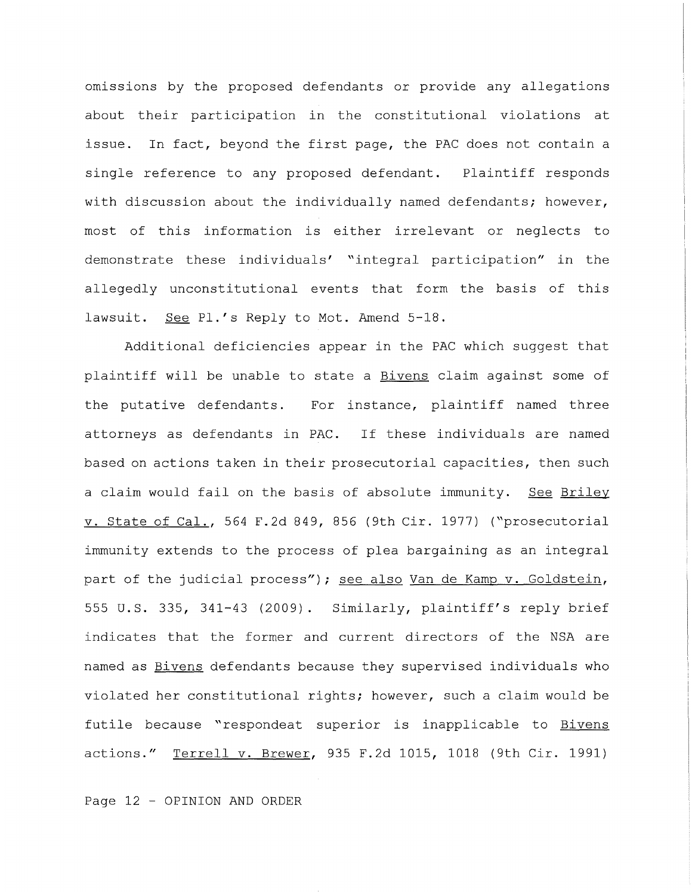omissions by the proposed defendants or provide any allegations about their participation in the constitutional violations at issue. In fact, beyond the first page, the PAC does not contain a single reference to any proposed defendant. Plaintiff responds with discussion about the individually named defendants; however, most of this information is either irrelevant or neglects to demonstrate these individuals' "integral participation" in the allegedly unconstitutional events that form the basis of this lawsuit. See Pl.'s Reply to Mot. Amend 5-18.

Additional deficiencies appear in the PAC which suggest that plaintiff will be unable to state a Bivens claim against some of the putative defendants. For instance, plaintiff named three attorneys as defendants in PAC. If these individuals are named based on actions taken in their prosecutorial capacities, then such a claim would fail on the basis of absolute immunity. See Briley v. State of Cal., 564 F.2d 849, 856 (9th Cir. 1977) ("prosecutorial immunity extends to the process of plea bargaining as an integral part of the judicial process"); see also Van de Kamp v. Goldstein, 555 U.S. 335, 341-43 (2009). Similarly, plaintiff's reply brief indicates that the former and current directors of the NSA are named as Bivens defendants because they supervised individuals who violated her constitutional rights; however, such a claim would be futile because "respondeat superior is inapplicable to Bivens actions." Terrell v. Brewer, 935 F.2d 1015, 1018 (9th Cir. 1991)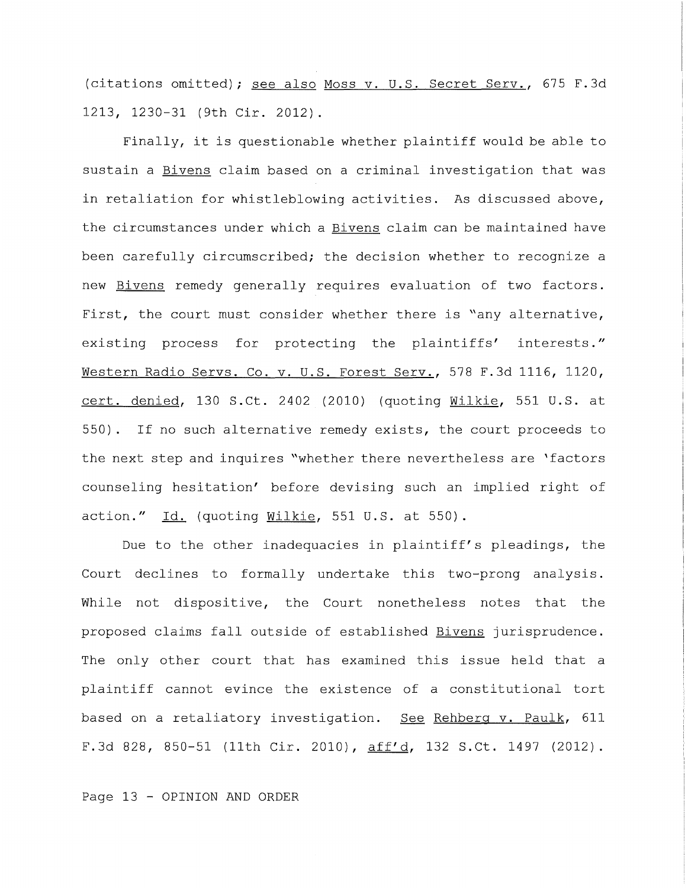(citations omitted); see also Moss v. U.S. Secret Serv., 675 F.3d 1213, 1230-31 (9th Cir. 2012).

Finally, it is questionable whether plaintiff would be able to sustain a Bivens claim based on a criminal investigation that was in retaliation for whistleblowing activities. As discussed above, the circumstances under which a Bivens claim can be maintained have been carefully circumscribed; the decision whether to recognize a new Bivens remedy generally requires evaluation of two factors. First, the court must consider whether there is "any alternative, existing process for protecting the plaintiffs' interests." Western Radio Servs. Co. v. U.S. Forest Serv., 578 F.3d 1116, 1120, cert. denied, 130 S.Ct. 2402 (2010) (quoting Wilkie, 551 U.S. at 550). If no such alternative remedy exists, the court proceeds to the next step and inquires "whether there nevertheless are 'factors counseling hesitation' before devising such an implied right of action." Id. (quoting Wilkie, 551 U.S. at 550).

Due to the other inadequacies in plaintiff's pleadings, the Court declines to formally undertake this two-prong analysis. While not dispositive, the Court nonetheless notes that the proposed claims fall outside of established Bivens jurisprudence. The only other court that has examined this issue held that a plaintiff cannot evince the existence of a constitutional tort based on a retaliatory investigation. See Rehberg v. Paulk, 611 F.3d 828, 850-51 (11th Cir. 2010), aff'd, 132 S.Ct. 1497 (2012).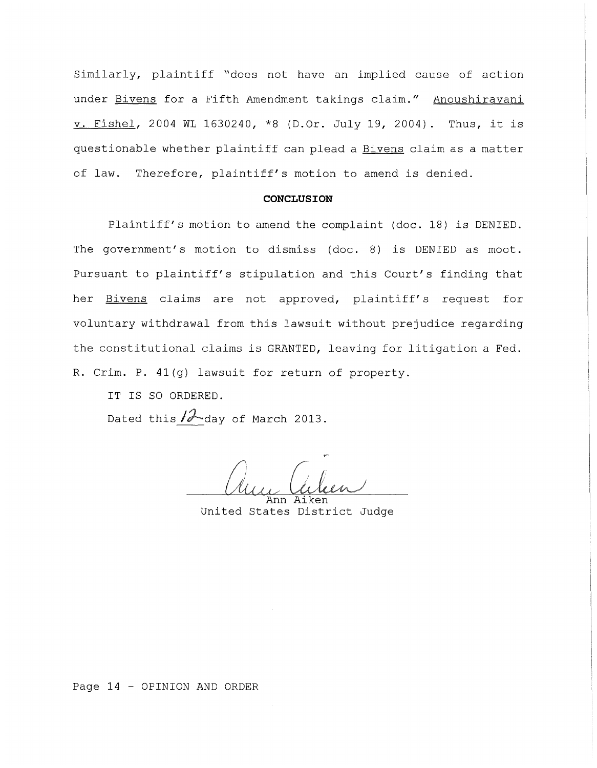Similarly, plaintiff "does not have an implied cause of action under Bivens for a Fifth Amendment takings claim." Anoushiravani v. Fishel, 2004 WL 1630240, *8 (D.Or. July 19, 2004). Thus, it is questionable whether plaintiff can plead a Bivens claim as a matter of law. Therefore, plaintiff's motion to amend is denied.

## CONCLUSION

Plaintiff's motion to amend the complaint (doc. 18) is DENIED. The government's motion to dismiss (doc. 8) is DENIED as moot. Pursuant to plaintiff's stipulation and this Court's finding that her Bivens claims are not approved, plaintiff's request for voluntary withdrawal from this lawsuit without prejudice regarding the constitutional claims is GRANTED, leaving for litigation a Fed. R. Crim. P. 41(g) lawsuit for return of property.

IT IS SO ORDERED.

Dated this 12 day of March 2013.

Ann Aiken
United States District Judge

Page 14 - OPINION AND ORDER